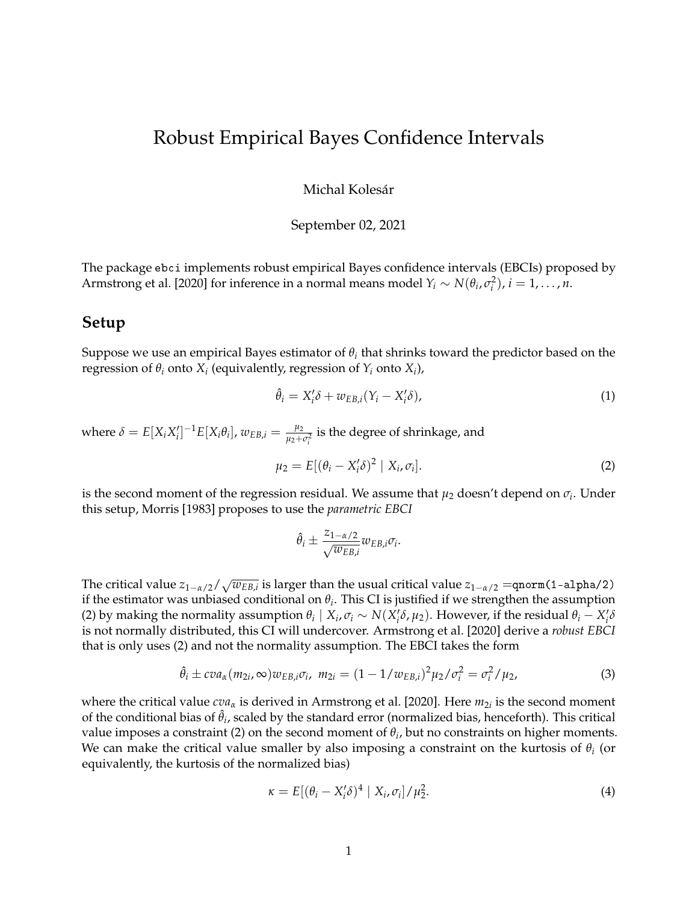# Robust Empirical Bayes Confidence Intervals

Michal Kolesár

September 02, 2021

The package `ebci` implements robust empirical Bayes confidence intervals (EBCIs) proposed by Armstrong et al. [2020] for inference in a normal means model $Y_i \sim N(\theta_i, \sigma_i^2)$, $i = 1, \dots, n$.

## Setup

Suppose we use an empirical Bayes estimator of $\theta_i$ that shrinks toward the predictor based on the regression of $\theta_i$ onto $X_i$ (equivalently, regression of $Y_i$ onto $X_i$),

$$\hat{\theta}_i = X_i'\delta + w_{EB,i}(Y_i - X_i'\delta), \tag{1}$$

where $\delta = E[X_i X_i']^{-1} E[X_i \theta_i]$, $w_{EB,i} = \frac{\mu_2}{\mu_2 + \sigma_i^2}$ is the degree of shrinkage, and

$$\mu_2 = E[(\theta_i - X_i'\delta)^2 \mid X_i, \sigma_i]. \tag{2}$$

is the second moment of the regression residual. We assume that $\mu_2$ doesn't depend on $\sigma_i$. Under this setup, Morris [1983] proposes to use the *parametric EBCI*

$$\hat{\theta}_i \pm \frac{z_{1-\alpha/2}}{\sqrt{w_{EB,i}}} w_{EB,i} \sigma_i.$$

The critical value $z_{1-\alpha/2}/\sqrt{w_{EB,i}}$ is larger than the usual critical value $z_{1-\alpha/2} =$`qnorm(1-alpha/2)` if the estimator was unbiased conditional on $\theta_i$. This CI is justified if we strengthen the assumption (2) by making the normality assumption $\theta_i \mid X_i, \sigma_i \sim N(X_i'\delta, \mu_2)$. However, if the residual $\theta_i - X_i'\delta$ is not normally distributed, this CI will undercover. Armstrong et al. [2020] derive a *robust EBCI* that is only uses (2) and not the normality assumption. The EBCI takes the form

$$\hat{\theta}_i \pm cva_\alpha(m_{2i}, \infty) w_{EB,i} \sigma_i, \ \ m_{2i} = (1 - 1/w_{EB,i})^2 \mu_2/\sigma_i^2 = \sigma_i^2/\mu_2, \tag{3}$$

where the critical value $cva_\alpha$ is derived in Armstrong et al. [2020]. Here $m_{2i}$ is the second moment of the conditional bias of $\hat{\theta}_i$, scaled by the standard error (normalized bias, henceforth). This critical value imposes a constraint (2) on the second moment of $\theta_i$, but no constraints on higher moments. We can make the critical value smaller by also imposing a constraint on the kurtosis of $\theta_i$ (or equivalently, the kurtosis of the normalized bias)

$$\kappa = E[(\theta_i - X_i'\delta)^4 \mid X_i, \sigma_i]/\mu_2^2. \tag{4}$$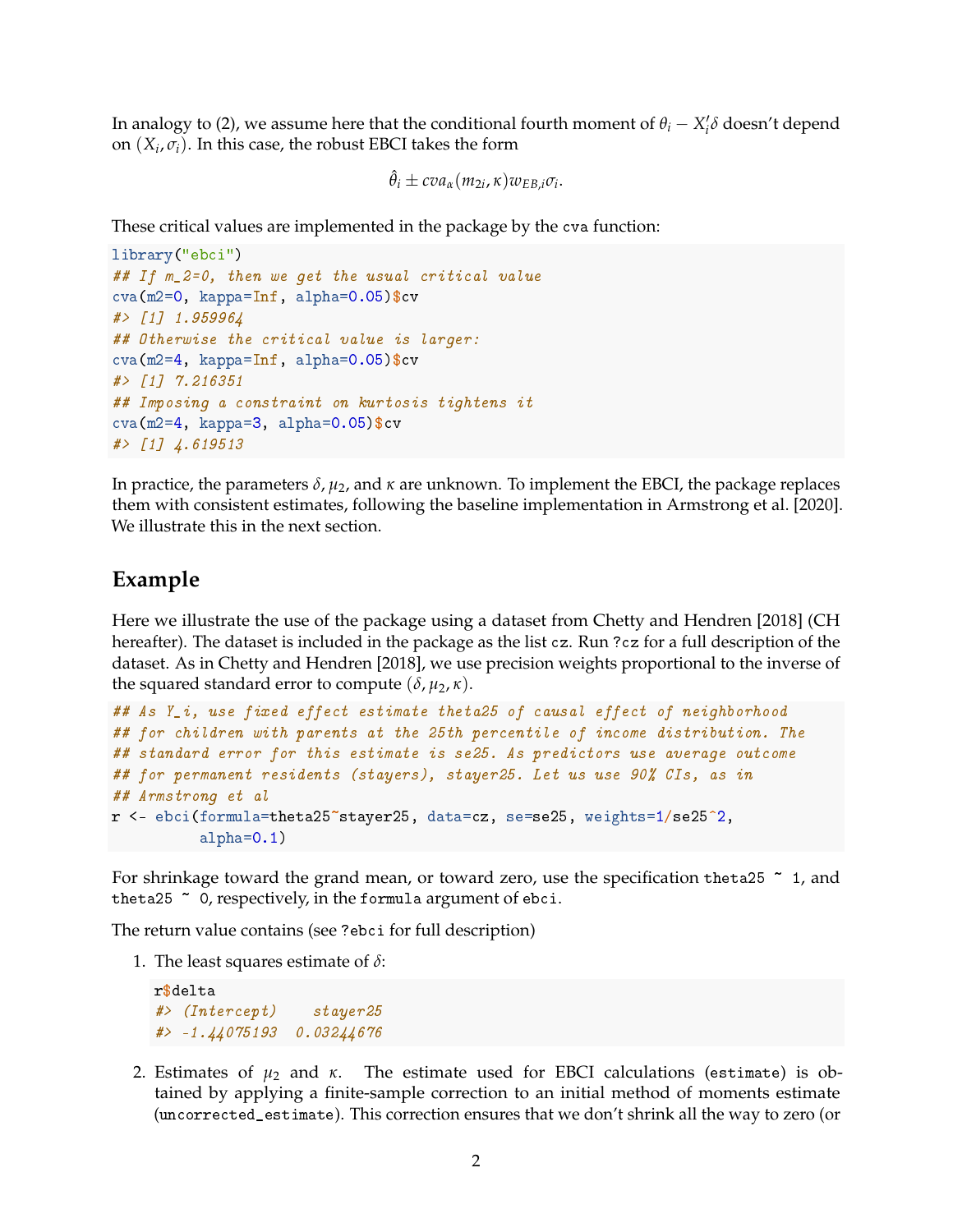In analogy to (2), we assume here that the conditional fourth moment of $\theta_i - X_i'\delta$ doesn't depend on $(X_i, \sigma_i)$. In this case, the robust EBCI takes the form

$$\hat{\theta}_i \pm cva_\alpha(m_{2i}, \kappa) w_{EB,i} \sigma_i.$$

These critical values are implemented in the package by the `cva` function:

```
library("ebci")
## If m_2=0, then we get the usual critical value
cva(m2=0, kappa=Inf, alpha=0.05)$cv
#> [1] 1.959964
## Otherwise the critical value is larger:
cva(m2=4, kappa=Inf, alpha=0.05)$cv
#> [1] 7.216351
## Imposing a constraint on kurtosis tightens it
cva(m2=4, kappa=3, alpha=0.05)$cv
#> [1] 4.619513
```

In practice, the parameters $\delta$, $\mu_2$, and $\kappa$ are unknown. To implement the EBCI, the package replaces them with consistent estimates, following the baseline implementation in Armstrong et al. [2020]. We illustrate this in the next section.

## Example

Here we illustrate the use of the package using a dataset from Chetty and Hendren [2018] (CH hereafter). The dataset is included in the package as the list `cz`. Run `?cz` for a full description of the dataset. As in Chetty and Hendren [2018], we use precision weights proportional to the inverse of the squared standard error to compute $(\delta, \mu_2, \kappa)$.

```
## As Y_i, use fixed effect estimate theta25 of causal effect of neighborhood
## for children with parents at the 25th percentile of income distribution. The
## standard error for this estimate is se25. As predictors use average outcome
## for permanent residents (stayers), stayer25. Let us use 90% CIs, as in
## Armstrong et al
r <- ebci(formula=theta25~stayer25, data=cz, se=se25, weights=1/se25^2,
          alpha=0.1)
```

For shrinkage toward the grand mean, or toward zero, use the specification `theta25 ~ 1`, and `theta25 ~ 0`, respectively, in the `formula` argument of `ebci`.

The return value contains (see `?ebci` for full description)

1. The least squares estimate of $\delta$:

   ```
   r$delta
   #> (Intercept)    stayer25
   #> -1.44075193  0.03244676
   ```

2. Estimates of $\mu_2$ and $\kappa$. The estimate used for EBCI calculations (`estimate`) is obtained by applying a finite-sample correction to an initial method of moments estimate (`uncorrected_estimate`). This correction ensures that we don't shrink all the way to zero (or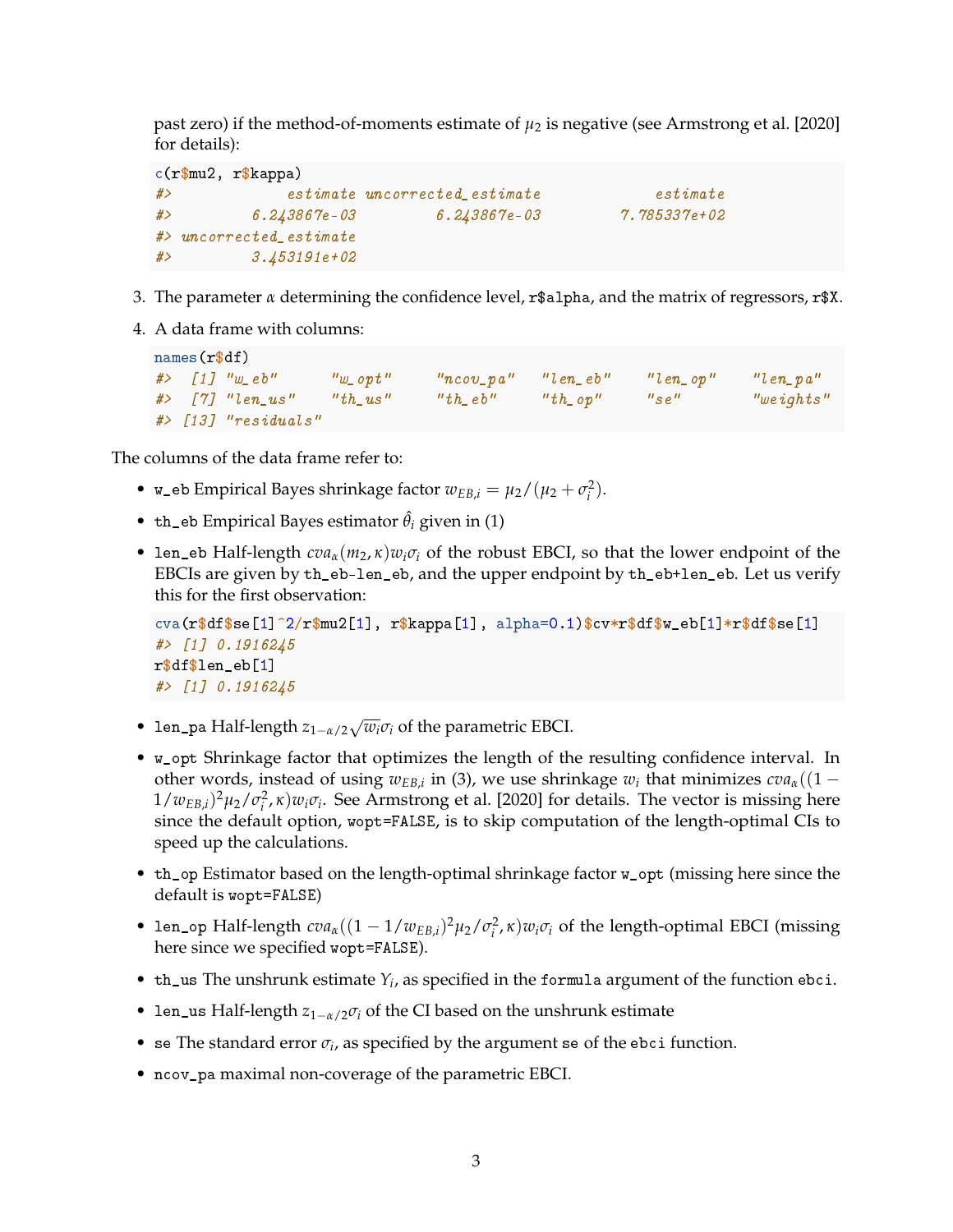past zero) if the method-of-moments estimate of $\mu_2$ is negative (see Armstrong et al. [2020] for details):

```
c(r$mu2, r$kappa)
#>            estimate uncorrected_estimate             estimate 
#>        6.243867e-03         6.243867e-03         7.785337e+02 
#> uncorrected_estimate 
#>        3.453191e+02
```

3. The parameter $\alpha$ determining the confidence level, `r$alpha`, and the matrix of regressors, `r$X`.

4. A data frame with columns:

```
names(r$df)
#>  [1] "w_eb"      "w_opt"     "ncov_pa"   "len_eb"    "len_op"    "len_pa"   
#>  [7] "len_us"    "th_us"     "th_eb"     "th_op"     "se"        "weights"  
#> [13] "residuals"
```

The columns of the data frame refer to:

- `w_eb` Empirical Bayes shrinkage factor $w_{EB,i} = \mu_2/(\mu_2 + \sigma_i^2)$.
- `th_eb` Empirical Bayes estimator $\hat{\theta}_i$ given in (1)
- `len_eb` Half-length $cva_\alpha(m_2, \kappa)w_i\sigma_i$ of the robust EBCI, so that the lower endpoint of the EBCIs are given by `th_eb-len_eb`, and the upper endpoint by `th_eb+len_eb`. Let us verify this for the first observation:

```
cva(r$df$se[1]^2/r$mu2[1], r$kappa[1], alpha=0.1)$cv*r$df$w_eb[1]*r$df$se[1]
#> [1] 0.1916245
r$df$len_eb[1]
#> [1] 0.1916245
```

- `len_pa` Half-length $z_{1-\alpha/2}\sqrt{w_i}\sigma_i$ of the parametric EBCI.
- `w_opt` Shrinkage factor that optimizes the length of the resulting confidence interval. In other words, instead of using $w_{EB,i}$ in (3), we use shrinkage $w_i$ that minimizes $cva_\alpha((1 - 1/w_{EB,i})^2\mu_2/\sigma_i^2, \kappa)w_i\sigma_i$. See Armstrong et al. [2020] for details. The vector is missing here since the default option, `wopt=FALSE`, is to skip computation of the length-optimal CIs to speed up the calculations.
- `th_op` Estimator based on the length-optimal shrinkage factor `w_opt` (missing here since the default is `wopt=FALSE`)
- `len_op` Half-length $cva_\alpha((1 - 1/w_{EB,i})^2\mu_2/\sigma_i^2, \kappa)w_i\sigma_i$ of the length-optimal EBCI (missing here since we specified `wopt=FALSE`).
- `th_us` The unshrunk estimate $Y_i$, as specified in the `formula` argument of the function `ebci`.
- `len_us` Half-length $z_{1-\alpha/2}\sigma_i$ of the CI based on the unshrunk estimate
- `se` The standard error $\sigma_i$, as specified by the argument `se` of the `ebci` function.
- `ncov_pa` maximal non-coverage of the parametric EBCI.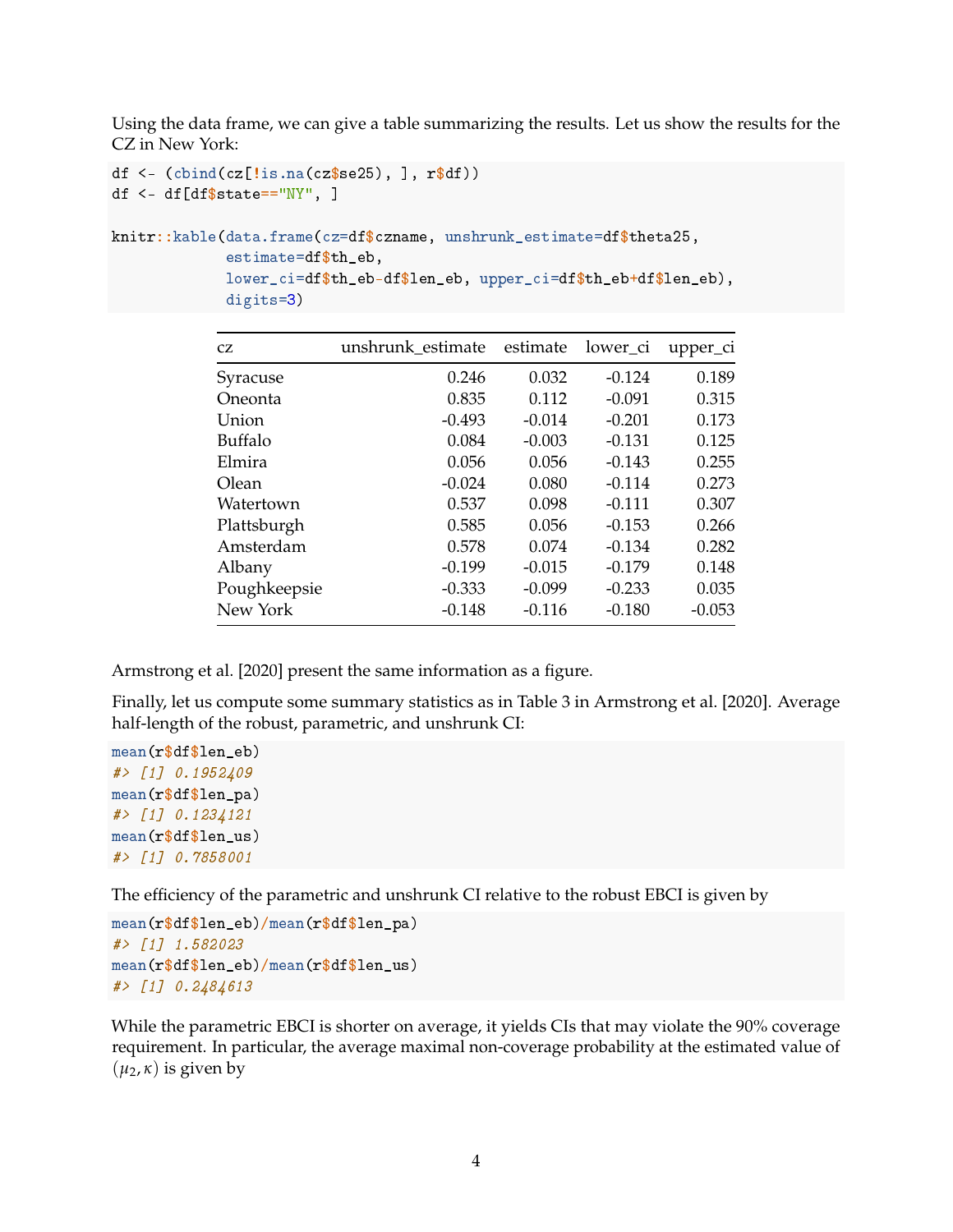Using the data frame, we can give a table summarizing the results. Let us show the results for the CZ in New York:

```
df <- (cbind(cz[!is.na(cz$se25), ], r$df))
df <- df[df$state=="NY", ]

knitr::kable(data.frame(cz=df$czname, unshrunk_estimate=df$theta25,
             estimate=df$th_eb,
             lower_ci=df$th_eb-df$len_eb, upper_ci=df$th_eb+df$len_eb),
             digits=3)
```

| cz | unshrunk_estimate | estimate | lower_ci | upper_ci |
|---|---:|---:|---:|---:|
| Syracuse | 0.246 | 0.032 | -0.124 | 0.189 |
| Oneonta | 0.835 | 0.112 | -0.091 | 0.315 |
| Union | -0.493 | -0.014 | -0.201 | 0.173 |
| Buffalo | 0.084 | -0.003 | -0.131 | 0.125 |
| Elmira | 0.056 | 0.056 | -0.143 | 0.255 |
| Olean | -0.024 | 0.080 | -0.114 | 0.273 |
| Watertown | 0.537 | 0.098 | -0.111 | 0.307 |
| Plattsburgh | 0.585 | 0.056 | -0.153 | 0.266 |
| Amsterdam | 0.578 | 0.074 | -0.134 | 0.282 |
| Albany | -0.199 | -0.015 | -0.179 | 0.148 |
| Poughkeepsie | -0.333 | -0.099 | -0.233 | 0.035 |
| New York | -0.148 | -0.116 | -0.180 | -0.053 |

Armstrong et al. [2020] present the same information as a figure.

Finally, let us compute some summary statistics as in Table 3 in Armstrong et al. [2020]. Average half-length of the robust, parametric, and unshrunk CI:

```
mean(r$df$len_eb)
#> [1] 0.1952409
mean(r$df$len_pa)
#> [1] 0.1234121
mean(r$df$len_us)
#> [1] 0.7858001
```

The efficiency of the parametric and unshrunk CI relative to the robust EBCI is given by

```
mean(r$df$len_eb)/mean(r$df$len_pa)
#> [1] 1.582023
mean(r$df$len_eb)/mean(r$df$len_us)
#> [1] 0.2484613
```

While the parametric EBCI is shorter on average, it yields CIs that may violate the 90% coverage requirement. In particular, the average maximal non-coverage probability at the estimated value of $(\mu_2, \kappa)$ is given by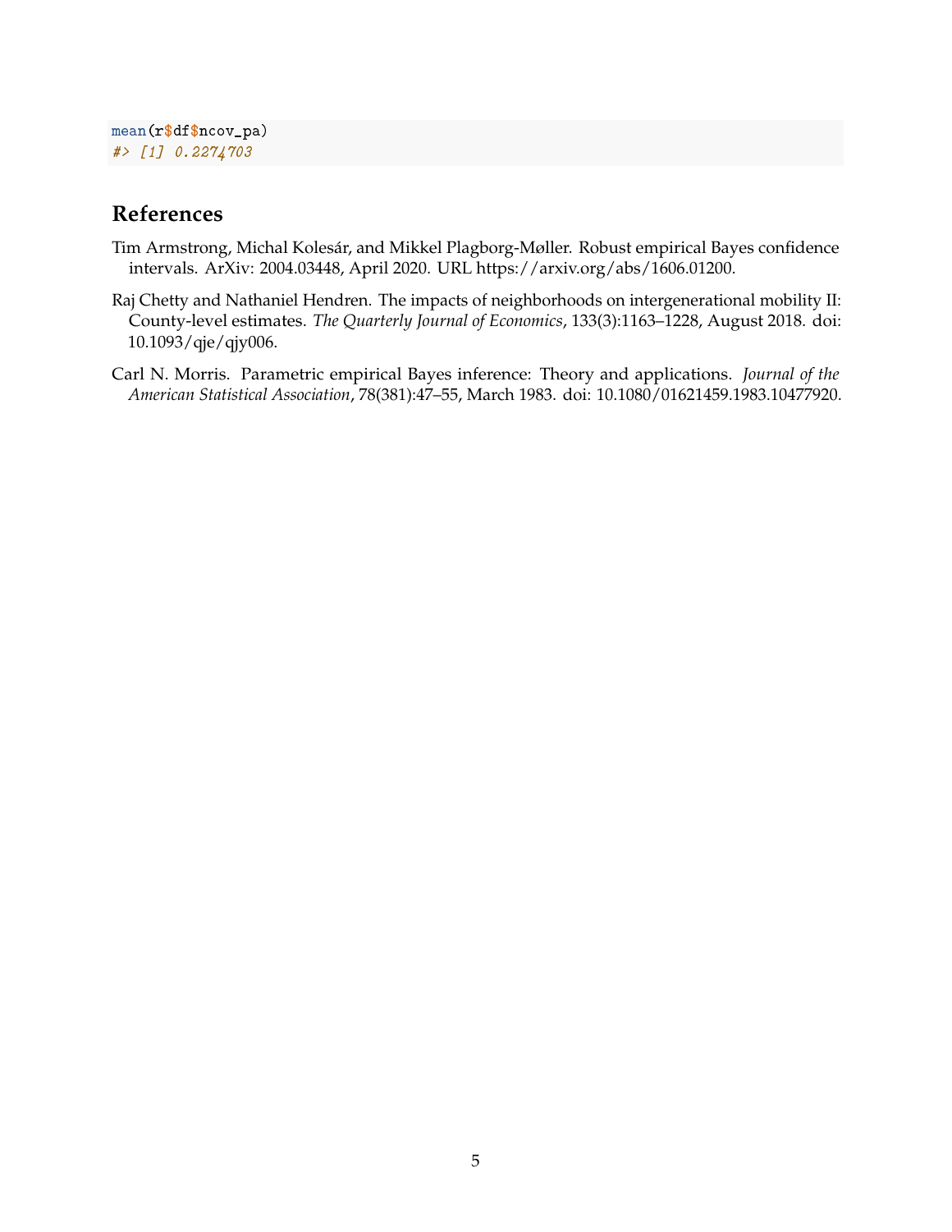```
mean(r$df$ncov_pa)
#> [1] 0.2274703
```

## References

Tim Armstrong, Michal Kolesár, and Mikkel Plagborg-Møller. Robust empirical Bayes confidence intervals. ArXiv: 2004.03448, April 2020. URL https://arxiv.org/abs/1606.01200.

Raj Chetty and Nathaniel Hendren. The impacts of neighborhoods on intergenerational mobility II: County-level estimates. *The Quarterly Journal of Economics*, 133(3):1163–1228, August 2018. doi: 10.1093/qje/qjy006.

Carl N. Morris. Parametric empirical Bayes inference: Theory and applications. *Journal of the American Statistical Association*, 78(381):47–55, March 1983. doi: 10.1080/01621459.1983.10477920.